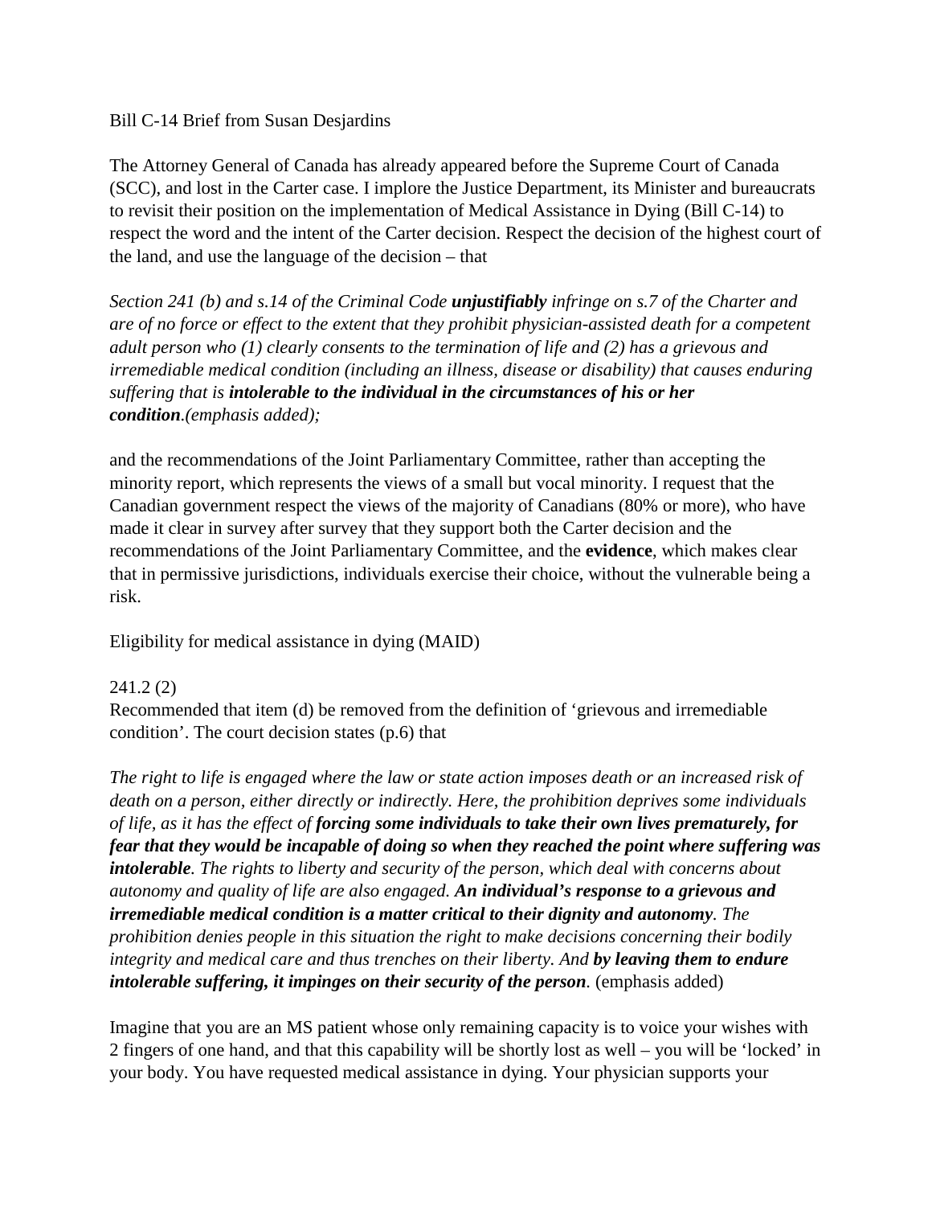Bill C-14 Brief from Susan Desjardins

The Attorney General of Canada has already appeared before the Supreme Court of Canada (SCC), and lost in the Carter case. I implore the Justice Department, its Minister and bureaucrats to revisit their position on the implementation of Medical Assistance in Dying (Bill C-14) to respect the word and the intent of the Carter decision. Respect the decision of the highest court of the land, and use the language of the decision – that

*Section 241 (b) and s.14 of the Criminal Code* ***unjustifiably*** *infringe on s.7 of the Charter and are of no force or effect to the extent that they prohibit physician-assisted death for a competent adult person who (1) clearly consents to the termination of life and (2) has a grievous and irremediable medical condition (including an illness, disease or disability) that causes enduring suffering that is* ***intolerable to the individual in the circumstances of his or her condition****.(emphasis added);*

and the recommendations of the Joint Parliamentary Committee, rather than accepting the minority report, which represents the views of a small but vocal minority. I request that the Canadian government respect the views of the majority of Canadians (80% or more), who have made it clear in survey after survey that they support both the Carter decision and the recommendations of the Joint Parliamentary Committee, and the **evidence**, which makes clear that in permissive jurisdictions, individuals exercise their choice, without the vulnerable being a risk.

Eligibility for medical assistance in dying (MAID)

241.2 (2)
Recommended that item (d) be removed from the definition of 'grievous and irremediable condition'. The court decision states (p.6) that

*The right to life is engaged where the law or state action imposes death or an increased risk of death on a person, either directly or indirectly. Here, the prohibition deprives some individuals of life, as it has the effect of* ***forcing some individuals to take their own lives prematurely, for fear that they would be incapable of doing so when they reached the point where suffering was intolerable****. The rights to liberty and security of the person, which deal with concerns about autonomy and quality of life are also engaged.* ***An individual's response to a grievous and irremediable medical condition is a matter critical to their dignity and autonomy****. The prohibition denies people in this situation the right to make decisions concerning their bodily integrity and medical care and thus trenches on their liberty. And* ***by leaving them to endure intolerable suffering, it impinges on their security of the person****.* (emphasis added)

Imagine that you are an MS patient whose only remaining capacity is to voice your wishes with 2 fingers of one hand, and that this capability will be shortly lost as well – you will be 'locked' in your body. You have requested medical assistance in dying. Your physician supports your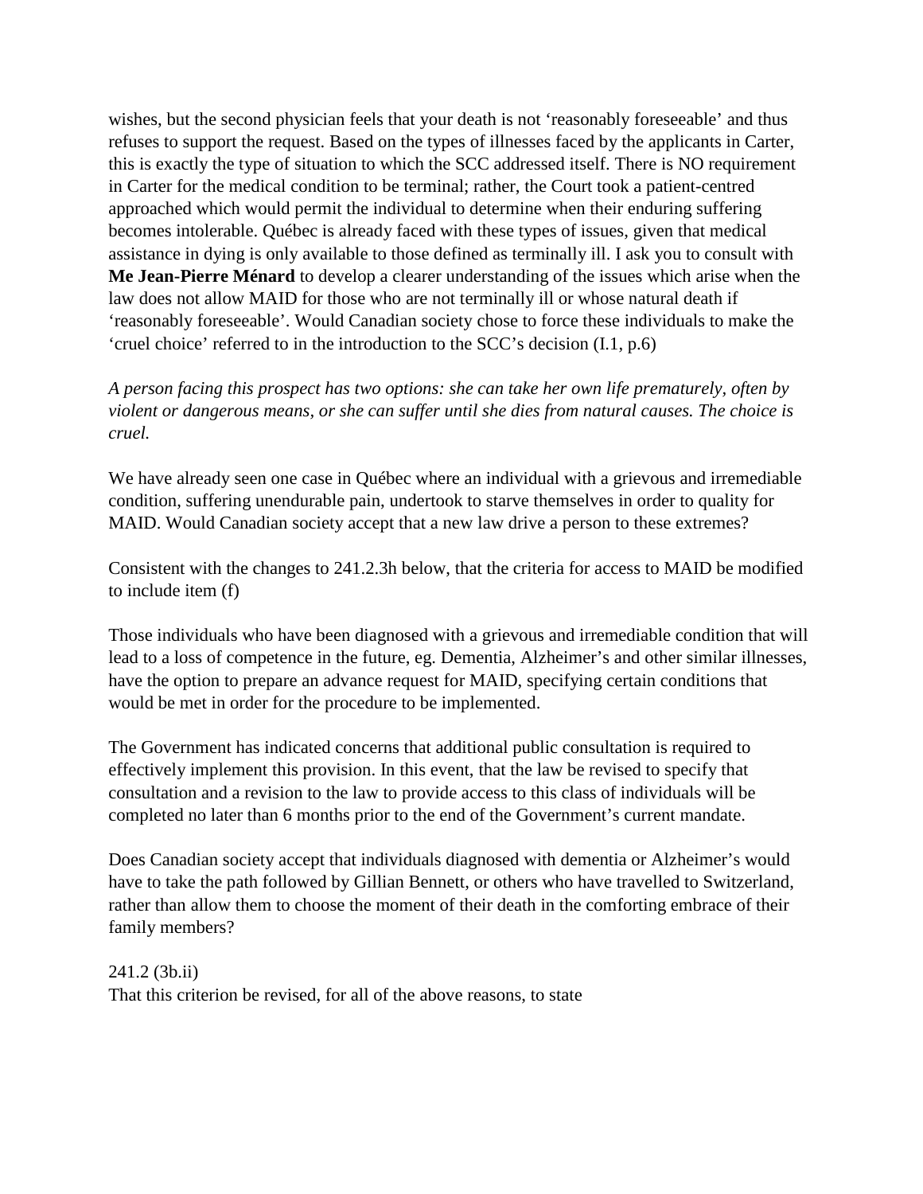wishes, but the second physician feels that your death is not 'reasonably foreseeable' and thus refuses to support the request. Based on the types of illnesses faced by the applicants in Carter, this is exactly the type of situation to which the SCC addressed itself. There is NO requirement in Carter for the medical condition to be terminal; rather, the Court took a patient-centred approached which would permit the individual to determine when their enduring suffering becomes intolerable. Québec is already faced with these types of issues, given that medical assistance in dying is only available to those defined as terminally ill. I ask you to consult with **Me Jean-Pierre Ménard** to develop a clearer understanding of the issues which arise when the law does not allow MAID for those who are not terminally ill or whose natural death if 'reasonably foreseeable'. Would Canadian society chose to force these individuals to make the 'cruel choice' referred to in the introduction to the SCC's decision (I.1, p.6)

*A person facing this prospect has two options: she can take her own life prematurely, often by violent or dangerous means, or she can suffer until she dies from natural causes. The choice is cruel.*

We have already seen one case in Québec where an individual with a grievous and irremediable condition, suffering unendurable pain, undertook to starve themselves in order to quality for MAID. Would Canadian society accept that a new law drive a person to these extremes?

Consistent with the changes to 241.2.3h below, that the criteria for access to MAID be modified to include item (f)

Those individuals who have been diagnosed with a grievous and irremediable condition that will lead to a loss of competence in the future, eg. Dementia, Alzheimer's and other similar illnesses, have the option to prepare an advance request for MAID, specifying certain conditions that would be met in order for the procedure to be implemented.

The Government has indicated concerns that additional public consultation is required to effectively implement this provision. In this event, that the law be revised to specify that consultation and a revision to the law to provide access to this class of individuals will be completed no later than 6 months prior to the end of the Government's current mandate.

Does Canadian society accept that individuals diagnosed with dementia or Alzheimer's would have to take the path followed by Gillian Bennett, or others who have travelled to Switzerland, rather than allow them to choose the moment of their death in the comforting embrace of their family members?

241.2 (3b.ii)
That this criterion be revised, for all of the above reasons, to state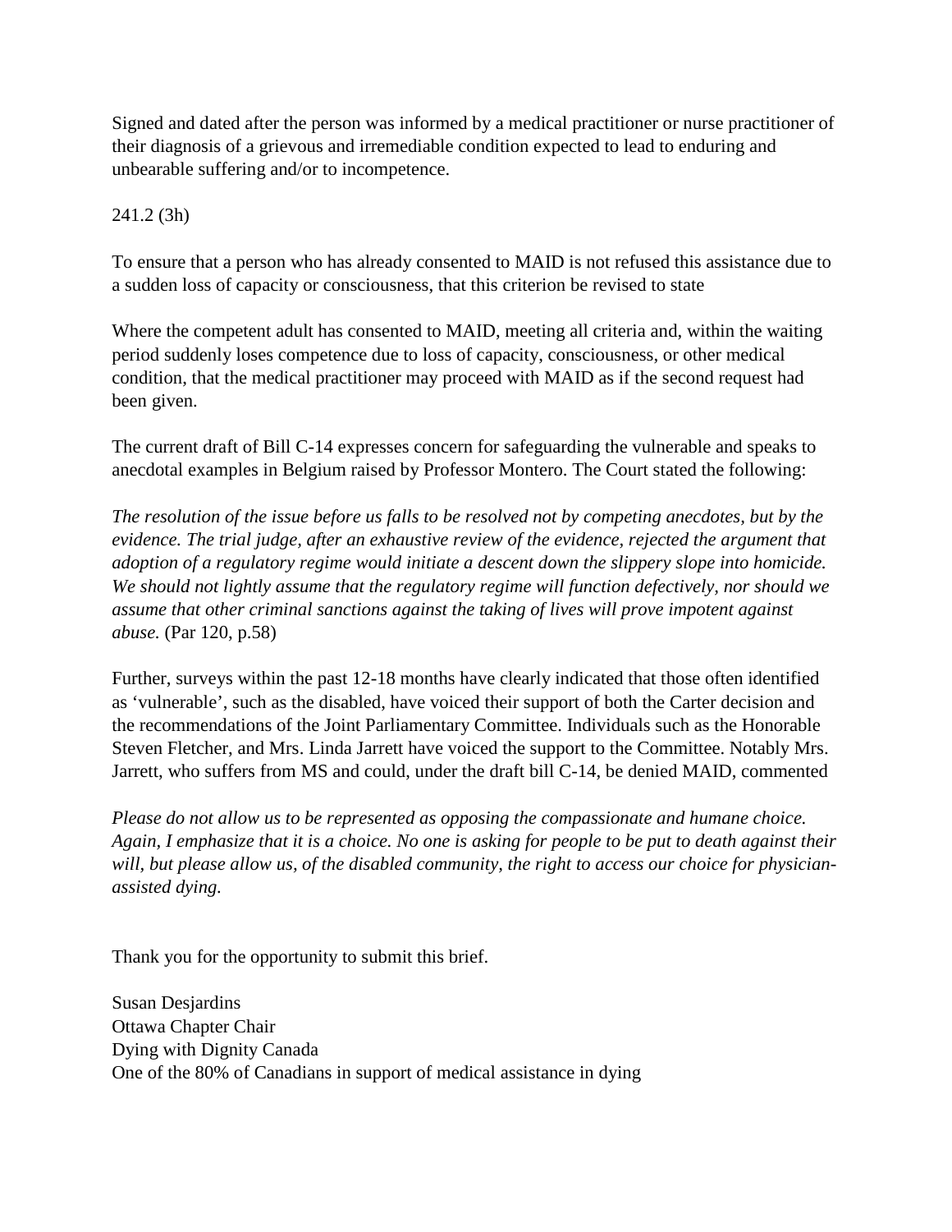Signed and dated after the person was informed by a medical practitioner or nurse practitioner of their diagnosis of a grievous and irremediable condition expected to lead to enduring and unbearable suffering and/or to incompetence.

241.2 (3h)

To ensure that a person who has already consented to MAID is not refused this assistance due to a sudden loss of capacity or consciousness, that this criterion be revised to state

Where the competent adult has consented to MAID, meeting all criteria and, within the waiting period suddenly loses competence due to loss of capacity, consciousness, or other medical condition, that the medical practitioner may proceed with MAID as if the second request had been given.

The current draft of Bill C-14 expresses concern for safeguarding the vulnerable and speaks to anecdotal examples in Belgium raised by Professor Montero. The Court stated the following:

*The resolution of the issue before us falls to be resolved not by competing anecdotes, but by the evidence. The trial judge, after an exhaustive review of the evidence, rejected the argument that adoption of a regulatory regime would initiate a descent down the slippery slope into homicide. We should not lightly assume that the regulatory regime will function defectively, nor should we assume that other criminal sanctions against the taking of lives will prove impotent against abuse.* (Par 120, p.58)

Further, surveys within the past 12-18 months have clearly indicated that those often identified as 'vulnerable', such as the disabled, have voiced their support of both the Carter decision and the recommendations of the Joint Parliamentary Committee. Individuals such as the Honorable Steven Fletcher, and Mrs. Linda Jarrett have voiced the support to the Committee. Notably Mrs. Jarrett, who suffers from MS and could, under the draft bill C-14, be denied MAID, commented

*Please do not allow us to be represented as opposing the compassionate and humane choice. Again, I emphasize that it is a choice. No one is asking for people to be put to death against their will, but please allow us, of the disabled community, the right to access our choice for physician-assisted dying.*

Thank you for the opportunity to submit this brief.

Susan Desjardins
Ottawa Chapter Chair
Dying with Dignity Canada
One of the 80% of Canadians in support of medical assistance in dying